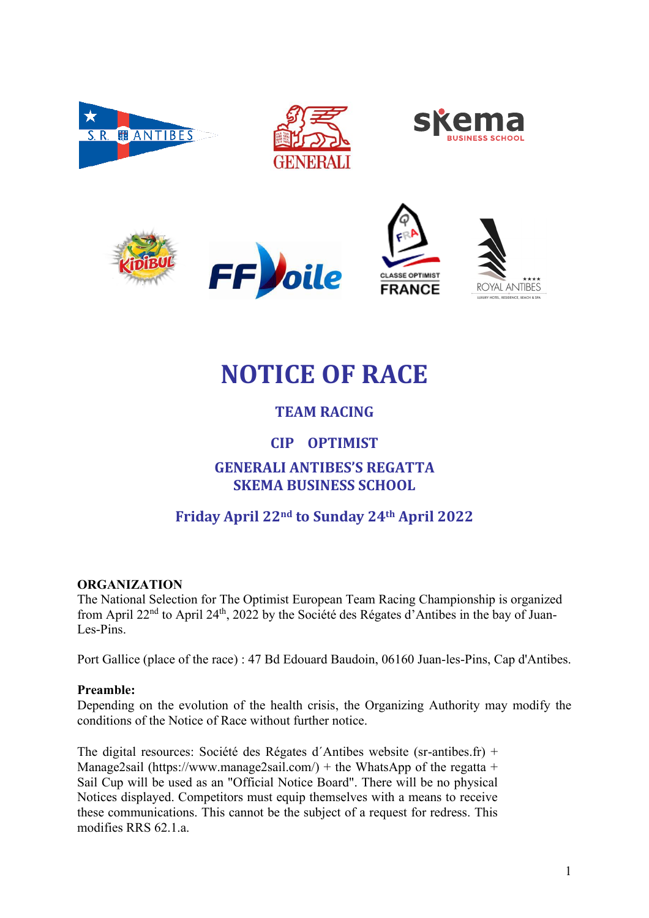# NOTICE OF RACE

## TEAM RACING

## CIP OPTIMIST

## GENERALI ANTIBES'S REGATTA
## SKEMA BUSINESS SCHOOL

## Friday April 22nd to Sunday 24th April 2022

**ORGANIZATION**

The National Selection for The Optimist European Team Racing Championship is organized from April 22nd to April 24th, 2022 by the Société des Régates d'Antibes in the bay of Juan-Les-Pins.

Port Gallice (place of the race) : 47 Bd Edouard Baudoin, 06160 Juan-les-Pins, Cap d'Antibes.

**Preamble:**

Depending on the evolution of the health crisis, the Organizing Authority may modify the conditions of the Notice of Race without further notice.

The digital resources: Société des Régates d´Antibes website (sr-antibes.fr) + Manage2sail (https://www.manage2sail.com/) + the WhatsApp of the regatta + Sail Cup will be used as an "Official Notice Board". There will be no physical Notices displayed. Competitors must equip themselves with a means to receive these communications. This cannot be the subject of a request for redress. This modifies RRS 62.1.a.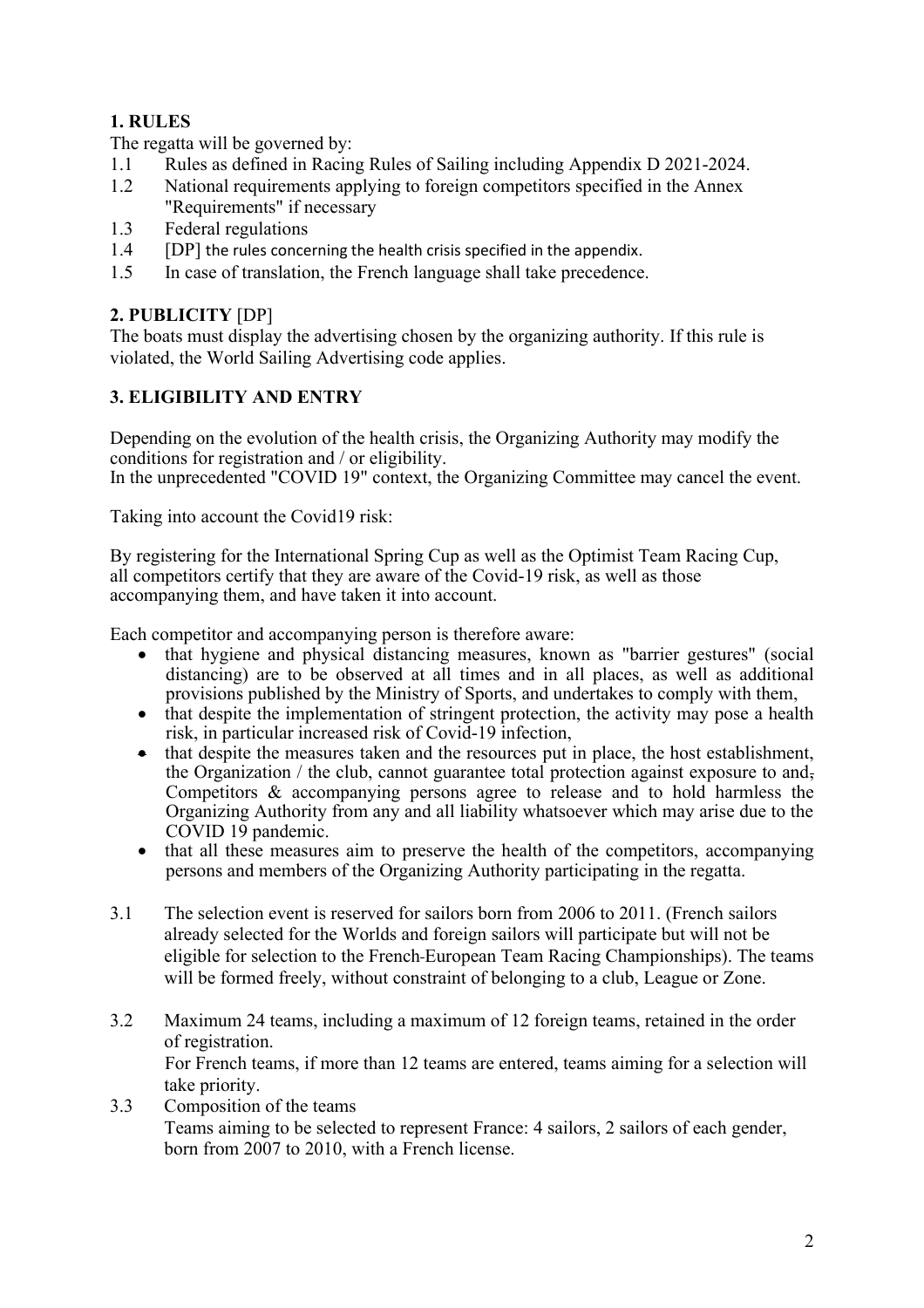## 1. RULES

The regatta will be governed by:

1.1 Rules as defined in Racing Rules of Sailing including Appendix D 2021-2024.

1.2 National requirements applying to foreign competitors specified in the Annex "Requirements" if necessary

1.3 Federal regulations

1.4 [DP] the rules concerning the health crisis specified in the appendix.

1.5 In case of translation, the French language shall take precedence.

## 2. PUBLICITY [DP]

The boats must display the advertising chosen by the organizing authority. If this rule is violated, the World Sailing Advertising code applies.

## 3. ELIGIBILITY AND ENTRY

Depending on the evolution of the health crisis, the Organizing Authority may modify the conditions for registration and / or eligibility.
In the unprecedented "COVID 19" context, the Organizing Committee may cancel the event.

Taking into account the Covid19 risk:

By registering for the International Spring Cup as well as the Optimist Team Racing Cup, all competitors certify that they are aware of the Covid-19 risk, as well as those accompanying them, and have taken it into account.

Each competitor and accompanying person is therefore aware:

- that hygiene and physical distancing measures, known as "barrier gestures" (social distancing) are to be observed at all times and in all places, as well as additional provisions published by the Ministry of Sports, and undertakes to comply with them,
- that despite the implementation of stringent protection, the activity may pose a health risk, in particular increased risk of Covid-19 infection,
- that despite the measures taken and the resources put in place, the host establishment, the Organization / the club, cannot guarantee total protection against exposure to and, Competitors & accompanying persons agree to release and to hold harmless the Organizing Authority from any and all liability whatsoever which may arise due to the COVID 19 pandemic.
- that all these measures aim to preserve the health of the competitors, accompanying persons and members of the Organizing Authority participating in the regatta.

3.1 The selection event is reserved for sailors born from 2006 to 2011. (French sailors already selected for the Worlds and foreign sailors will participate but will not be eligible for selection to the French-European Team Racing Championships). The teams will be formed freely, without constraint of belonging to a club, League or Zone.

3.2 Maximum 24 teams, including a maximum of 12 foreign teams, retained in the order of registration.
For French teams, if more than 12 teams are entered, teams aiming for a selection will take priority.

3.3 Composition of the teams
Teams aiming to be selected to represent France: 4 sailors, 2 sailors of each gender, born from 2007 to 2010, with a French license.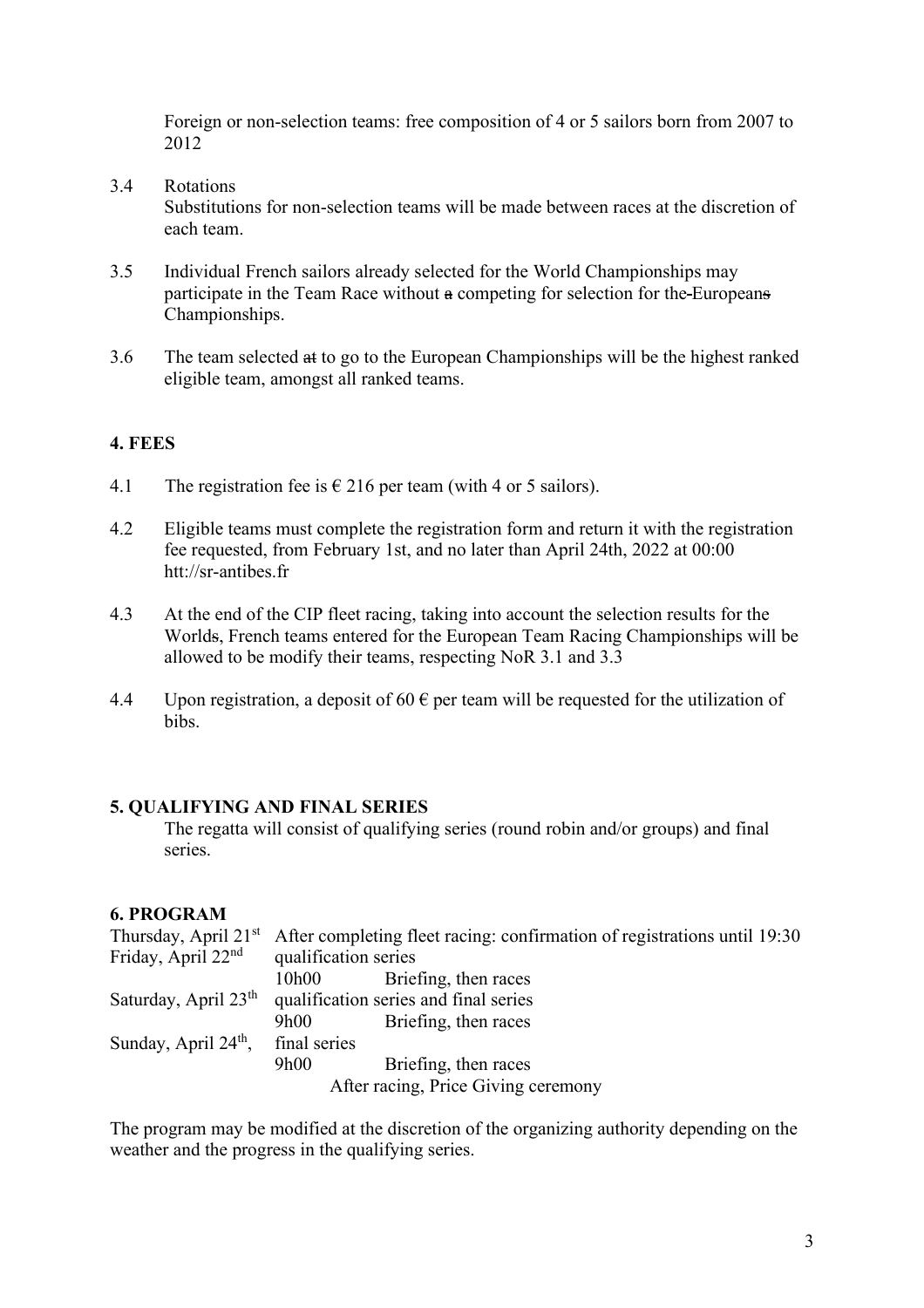Foreign or non-selection teams: free composition of 4 or 5 sailors born from 2007 to 2012

3.4 Rotations
Substitutions for non-selection teams will be made between races at the discretion of each team.

3.5 Individual French sailors already selected for the World Championships may participate in the Team Race without ~~a~~ competing for selection for the European~~s~~ Championships.

3.6 The team selected ~~at~~ to go to the European Championships will be the highest ranked eligible team, amongst all ranked teams.

## 4. FEES

4.1 The registration fee is € 216 per team (with 4 or 5 sailors).

4.2 Eligible teams must complete the registration form and return it with the registration fee requested, from February 1st, and no later than April 24th, 2022 at 00:00 htt://sr-antibes.fr

4.3 At the end of the CIP fleet racing, taking into account the selection results for the World~~s~~, French teams entered for the European Team Racing Championships will be allowed to be modify their teams, respecting NoR 3.1 and 3.3

4.4 Upon registration, a deposit of 60 € per team will be requested for the utilization of bibs.

## 5. QUALIFYING AND FINAL SERIES

The regatta will consist of qualifying series (round robin and/or groups) and final series.

## 6. PROGRAM

| | | |
|---|---|---|
| Thursday, April 21st | After completing fleet racing: confirmation of registrations until 19:30 | |
| Friday, April 22nd | qualification series | |
| | 10h00 | Briefing, then races |
| Saturday, April 23th | qualification series and final series | |
| | 9h00 | Briefing, then races |
| Sunday, April 24th, | final series | |
| | 9h00 | Briefing, then races |
| | After racing, Price Giving ceremony | |

The program may be modified at the discretion of the organizing authority depending on the weather and the progress in the qualifying series.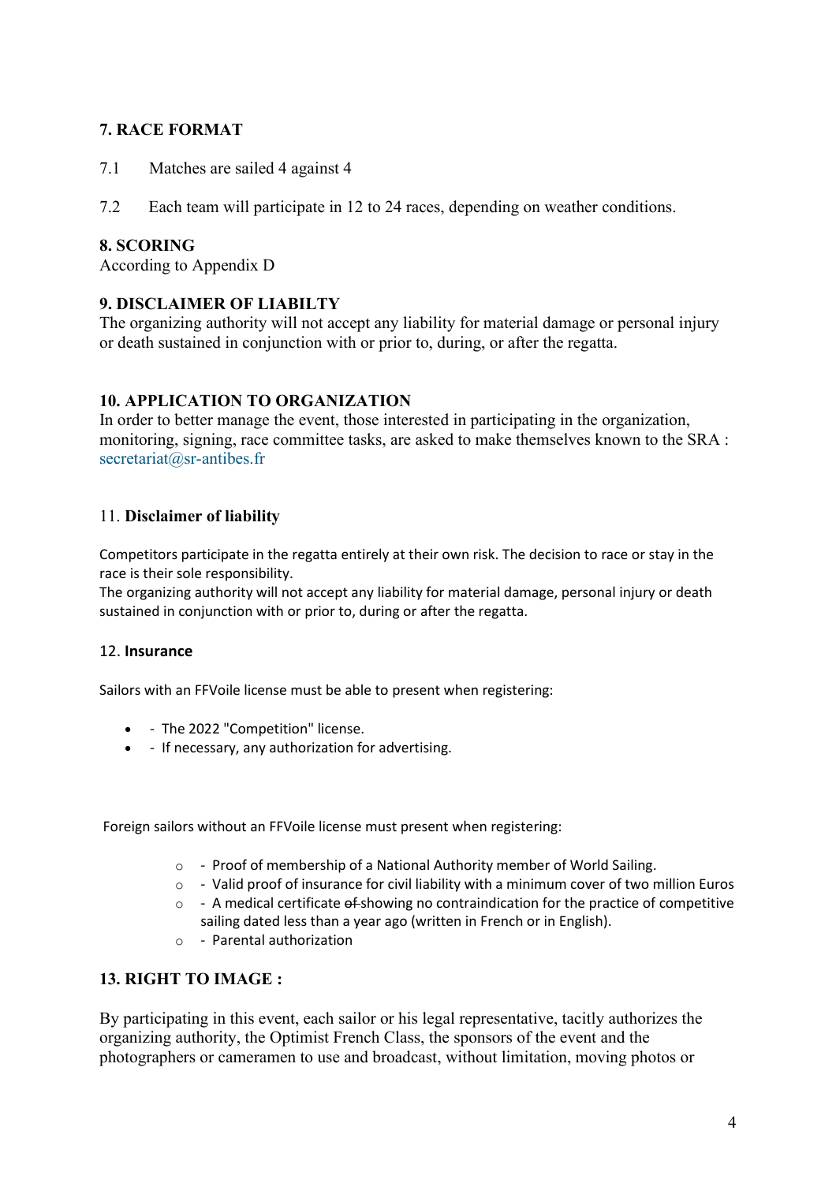## 7. RACE FORMAT

7.1 Matches are sailed 4 against 4

7.2 Each team will participate in 12 to 24 races, depending on weather conditions.

## 8. SCORING

According to Appendix D

## 9. DISCLAIMER OF LIABILTY

The organizing authority will not accept any liability for material damage or personal injury or death sustained in conjunction with or prior to, during, or after the regatta.

## 10. APPLICATION TO ORGANIZATION

In order to better manage the event, those interested in participating in the organization, monitoring, signing, race committee tasks, are asked to make themselves known to the SRA : secretariat@sr-antibes.fr

## 11. Disclaimer of liability

Competitors participate in the regatta entirely at their own risk. The decision to race or stay in the race is their sole responsibility.
The organizing authority will not accept any liability for material damage, personal injury or death sustained in conjunction with or prior to, during or after the regatta.

## 12. Insurance

Sailors with an FFVoile license must be able to present when registering:

- - The 2022 "Competition" license.
- - If necessary, any authorization for advertising.

Foreign sailors without an FFVoile license must present when registering:

- - Proof of membership of a National Authority member of World Sailing.
- - Valid proof of insurance for civil liability with a minimum cover of two million Euros
- - A medical certificate ~~of~~ showing no contraindication for the practice of competitive sailing dated less than a year ago (written in French or in English).
- - Parental authorization

## 13. RIGHT TO IMAGE :

By participating in this event, each sailor or his legal representative, tacitly authorizes the organizing authority, the Optimist French Class, the sponsors of the event and the photographers or cameramen to use and broadcast, without limitation, moving photos or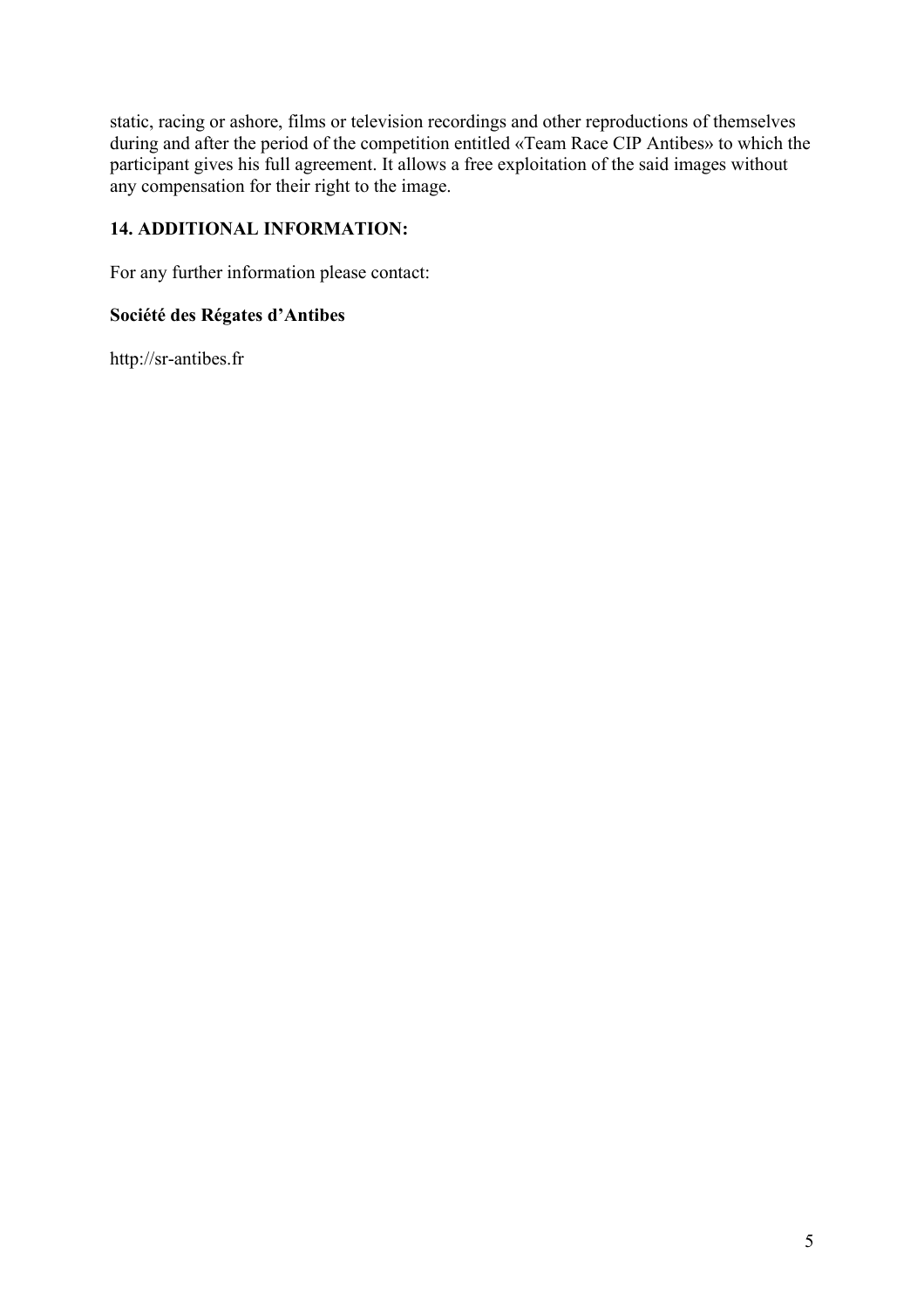static, racing or ashore, films or television recordings and other reproductions of themselves during and after the period of the competition entitled «Team Race CIP Antibes» to which the participant gives his full agreement. It allows a free exploitation of the said images without any compensation for their right to the image.

**14. ADDITIONAL INFORMATION:**

For any further information please contact:

**Société des Régates d'Antibes**

http://sr-antibes.fr